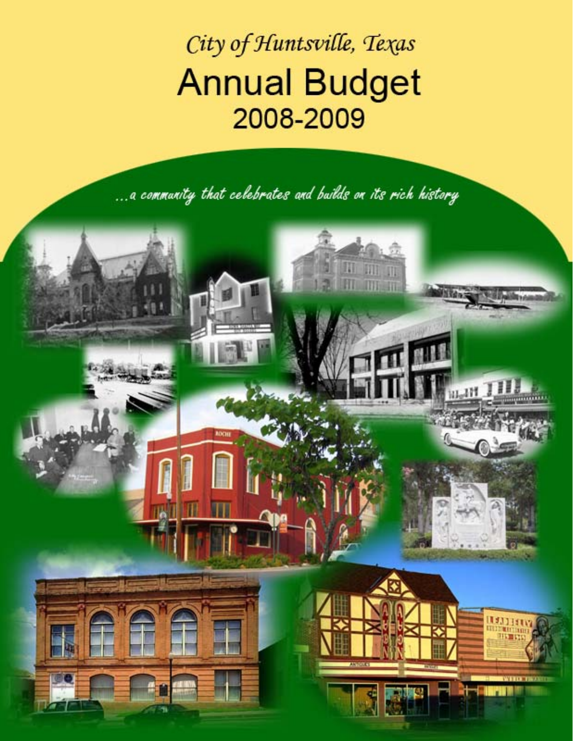*City of Huntsville, Texas*

# Annual Budget

## 2008-2009

*...a community that celebrates and builds on its rich history*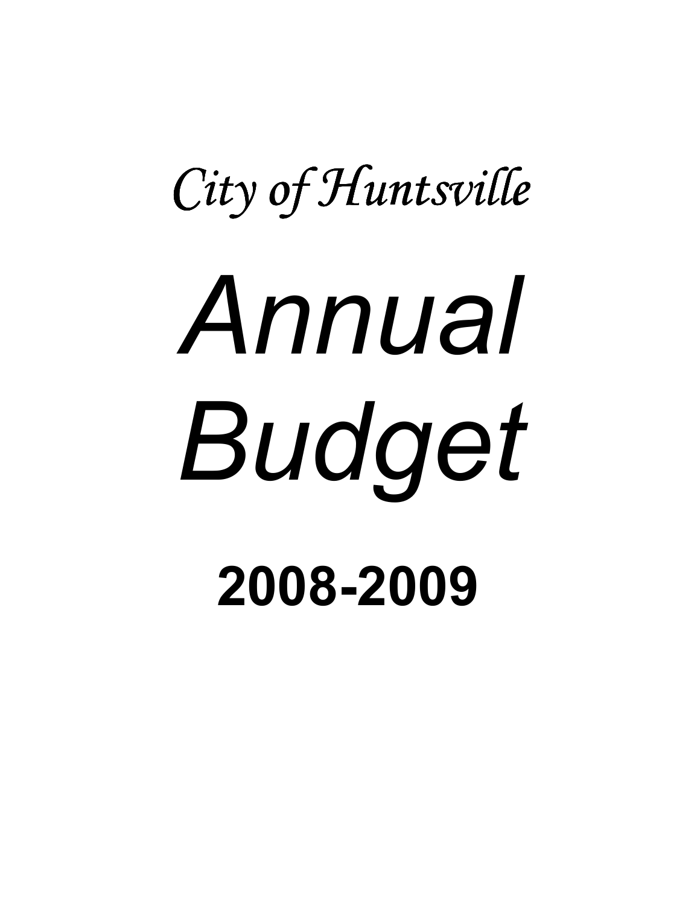*City of Huntsville*

# *Annual Budget*

# **2008-2009**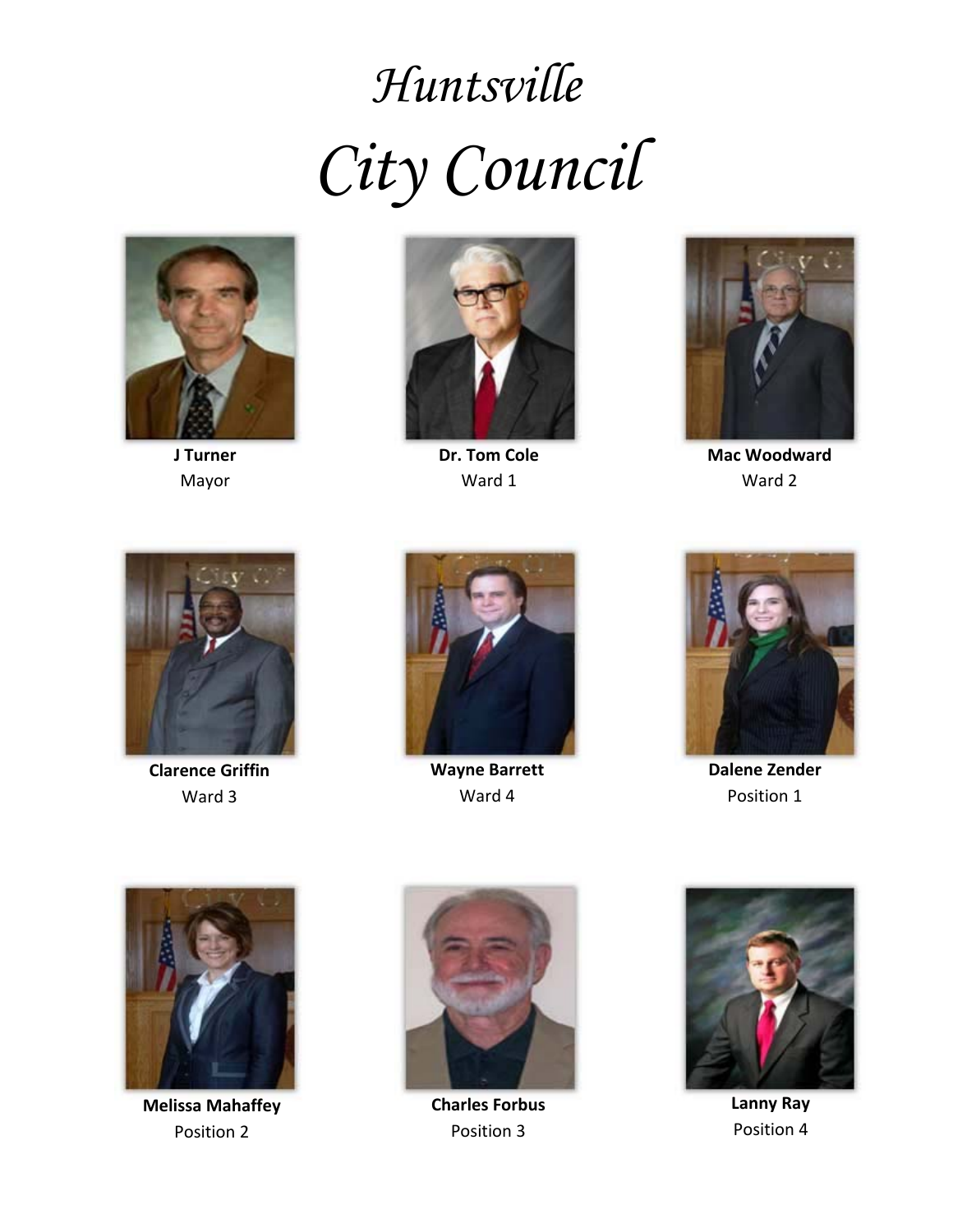# *Huntsville*

# *City Council*

**J Turner**
Mayor

**Dr. Tom Cole**
Ward 1

**Mac Woodward**
Ward 2

**Clarence Griffin**
Ward 3

**Wayne Barrett**
Ward 4

**Dalene Zender**
Position 1

**Melissa Mahaffey**
Position 2

**Charles Forbus**
Position 3

**Lanny Ray**
Position 4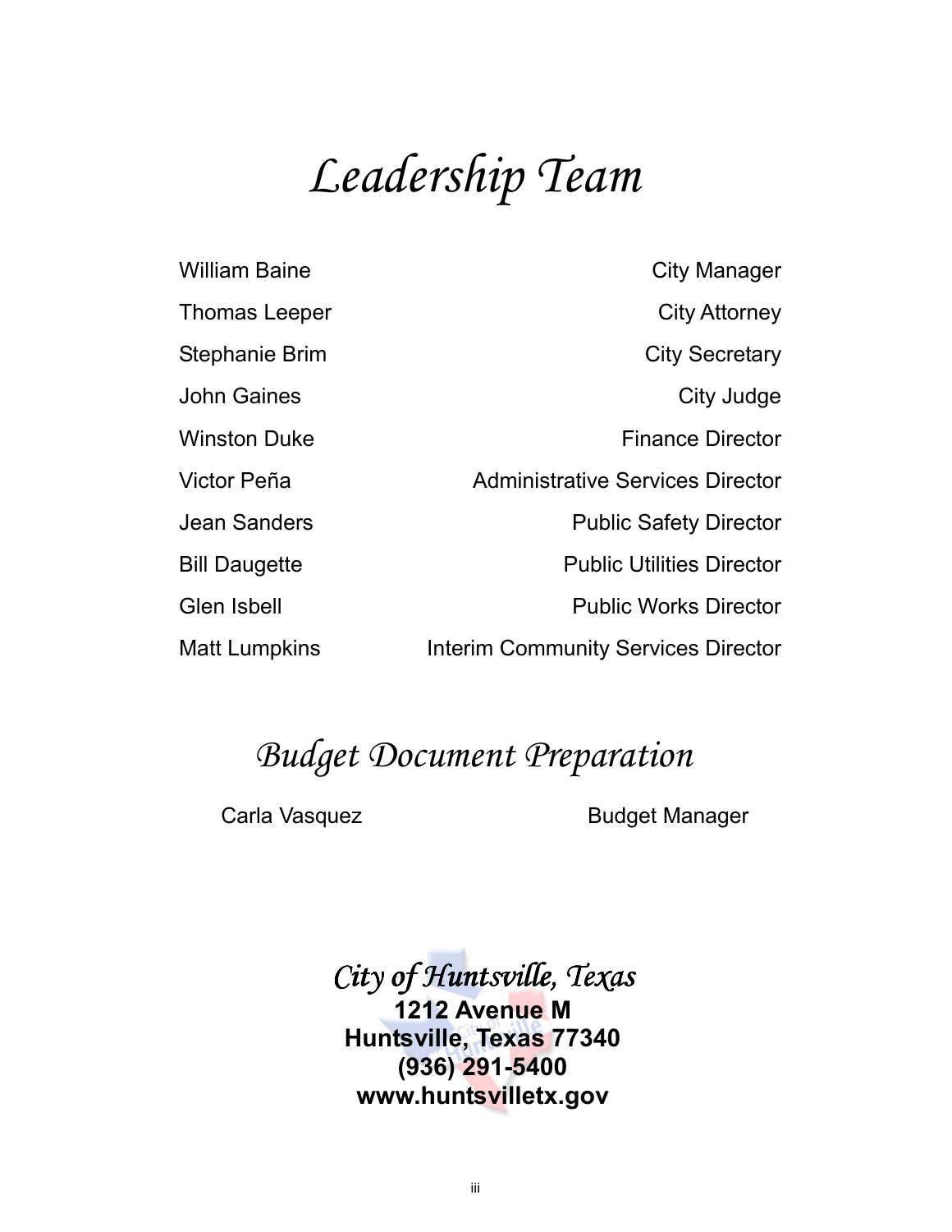# *Leadership Team*

| | |
|---|---|
| William Baine | City Manager |
| Thomas Leeper | City Attorney |
| Stephanie Brim | City Secretary |
| John Gaines | City Judge |
| Winston Duke | Finance Director |
| Victor Peña | Administrative Services Director |
| Jean Sanders | Public Safety Director |
| Bill Daugette | Public Utilities Director |
| Glen Isbell | Public Works Director |
| Matt Lumpkins | Interim Community Services Director |

## *Budget Document Preparation*

| | |
|---|---|
| Carla Vasquez | Budget Manager |

*City of Huntsville, Texas*

**1212 Avenue M**
**Huntsville, Texas 77340**
**(936) 291-5400**
**www.huntsvilletx.gov**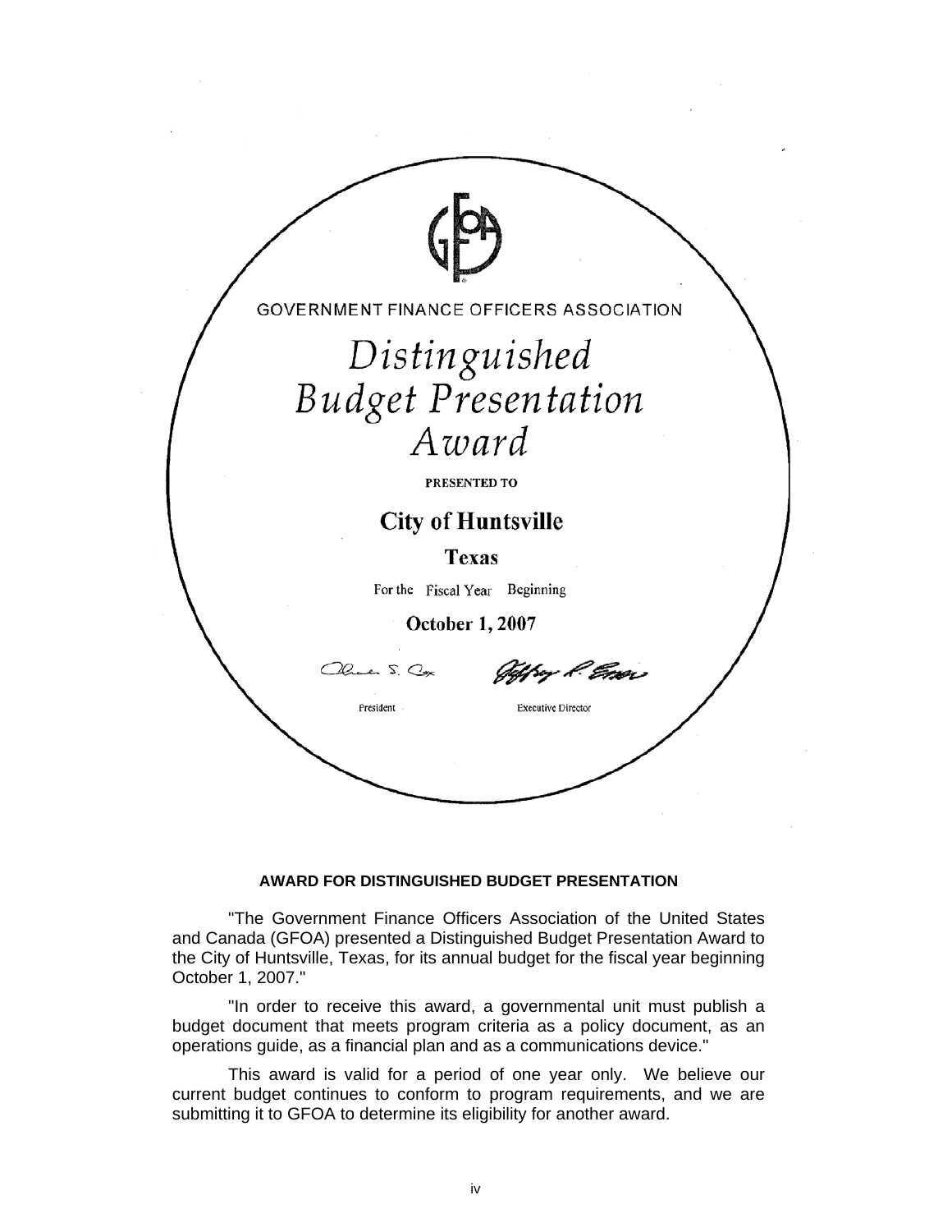GOVERNMENT FINANCE OFFICERS ASSOCIATION

*Distinguished Budget Presentation Award*

**PRESENTED TO**

**City of Huntsville**

**Texas**

For the Fiscal Year Beginning

**October 1, 2007**

President Executive Director

**AWARD FOR DISTINGUISHED BUDGET PRESENTATION**

"The Government Finance Officers Association of the United States and Canada (GFOA) presented a Distinguished Budget Presentation Award to the City of Huntsville, Texas, for its annual budget for the fiscal year beginning October 1, 2007."

"In order to receive this award, a governmental unit must publish a budget document that meets program criteria as a policy document, as an operations guide, as a financial plan and as a communications device."

This award is valid for a period of one year only. We believe our current budget continues to conform to program requirements, and we are submitting it to GFOA to determine its eligibility for another award.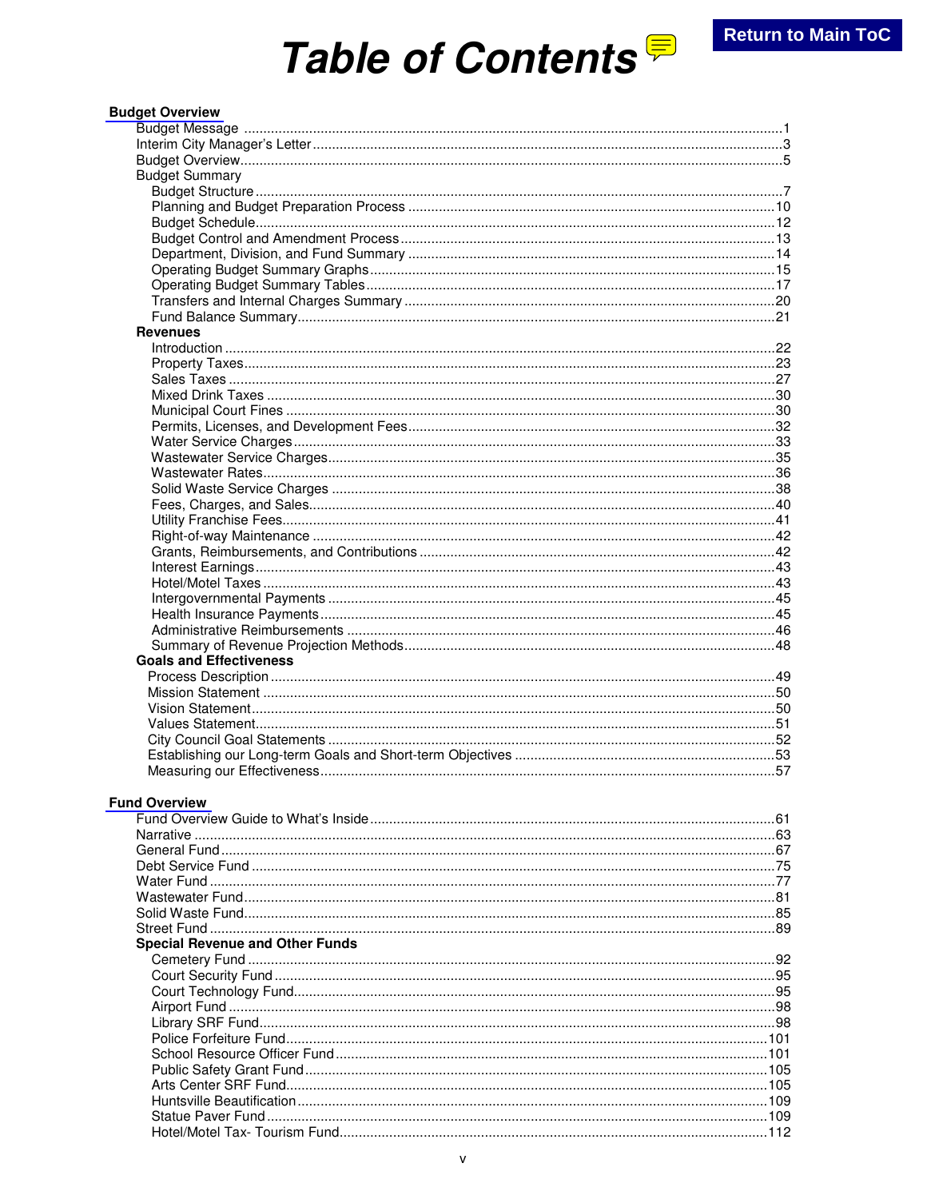# Table of Contents

Return to Main ToC

**Budget Overview**

- Budget Message .....1
- Interim City Manager's Letter .....3
- Budget Overview .....5
- Budget Summary
  - Budget Structure .....7
  - Planning and Budget Preparation Process .....10
  - Budget Schedule .....12
  - Budget Control and Amendment Process .....13
  - Department, Division, and Fund Summary .....14
  - Operating Budget Summary Graphs .....15
  - Operating Budget Summary Tables .....17
  - Transfers and Internal Charges Summary .....20
  - Fund Balance Summary .....21
- **Revenues**
  - Introduction .....22
  - Property Taxes .....23
  - Sales Taxes .....27
  - Mixed Drink Taxes .....30
  - Municipal Court Fines .....30
  - Permits, Licenses, and Development Fees .....32
  - Water Service Charges .....33
  - Wastewater Service Charges .....35
  - Wastewater Rates .....36
  - Solid Waste Service Charges .....38
  - Fees, Charges, and Sales .....40
  - Utility Franchise Fees .....41
  - Right-of-way Maintenance .....42
  - Grants, Reimbursements, and Contributions .....42
  - Interest Earnings .....43
  - Hotel/Motel Taxes .....43
  - Intergovernmental Payments .....45
  - Health Insurance Payments .....45
  - Administrative Reimbursements .....46
  - Summary of Revenue Projection Methods .....48
- **Goals and Effectiveness**
  - Process Description .....49
  - Mission Statement .....50
  - Vision Statement .....50
  - Values Statement .....51
  - City Council Goal Statements .....52
  - Establishing our Long-term Goals and Short-term Objectives .....53
  - Measuring our Effectiveness .....57

**Fund Overview**

- Fund Overview Guide to What's Inside .....61
- Narrative .....63
- General Fund .....67
- Debt Service Fund .....75
- Water Fund .....77
- Wastewater Fund .....81
- Solid Waste Fund .....85
- Street Fund .....89
- **Special Revenue and Other Funds**
  - Cemetery Fund .....92
  - Court Security Fund .....95
  - Court Technology Fund .....95
  - Airport Fund .....98
  - Library SRF Fund .....98
  - Police Forfeiture Fund .....101
  - School Resource Officer Fund .....101
  - Public Safety Grant Fund .....105
  - Arts Center SRF Fund .....105
  - Huntsville Beautification .....109
  - Statue Paver Fund .....109
  - Hotel/Motel Tax- Tourism Fund .....112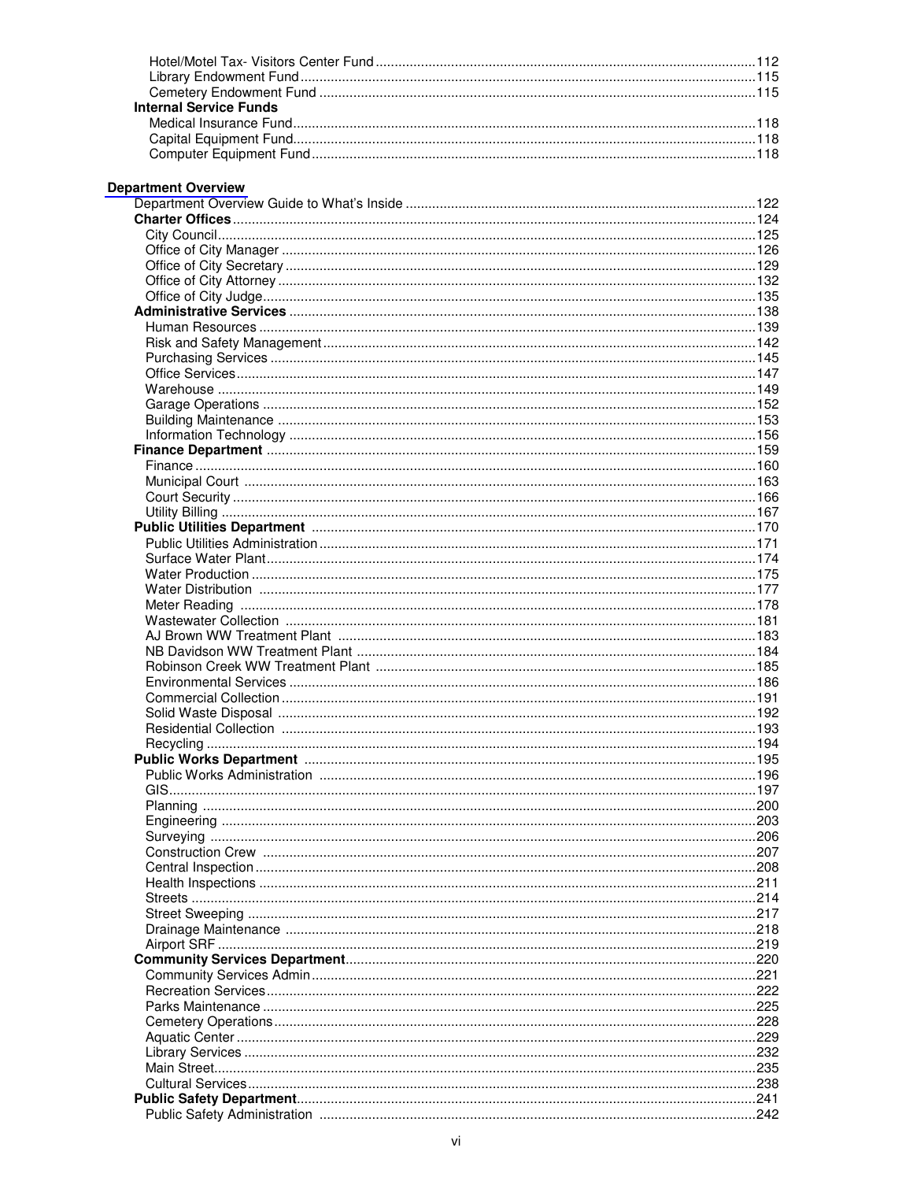Hotel/Motel Tax- Visitors Center Fund .......... 112
Library Endowment Fund .......... 115
Cemetery Endowment Fund .......... 115

**Internal Service Funds**

Medical Insurance Fund .......... 118
Capital Equipment Fund .......... 118
Computer Equipment Fund .......... 118

## Department Overview

Department Overview Guide to What's Inside .......... 122

**Charter Offices** .......... 124

City Council .......... 125
Office of City Manager .......... 126
Office of City Secretary .......... 129
Office of City Attorney .......... 132
Office of City Judge .......... 135

**Administrative Services** .......... 138

Human Resources .......... 139
Risk and Safety Management .......... 142
Purchasing Services .......... 145
Office Services .......... 147
Warehouse .......... 149
Garage Operations .......... 152
Building Maintenance .......... 153
Information Technology .......... 156

**Finance Department** .......... 159

Finance .......... 160
Municipal Court .......... 163
Court Security .......... 166
Utility Billing .......... 167

**Public Utilities Department** .......... 170

Public Utilities Administration .......... 171
Surface Water Plant .......... 174
Water Production .......... 175
Water Distribution .......... 177
Meter Reading .......... 178
Wastewater Collection .......... 181
AJ Brown WW Treatment Plant .......... 183
NB Davidson WW Treatment Plant .......... 184
Robinson Creek WW Treatment Plant .......... 185
Environmental Services .......... 186
Commercial Collection .......... 191
Solid Waste Disposal .......... 192
Residential Collection .......... 193
Recycling .......... 194

**Public Works Department** .......... 195

Public Works Administration .......... 196
GIS .......... 197
Planning .......... 200
Engineering .......... 203
Surveying .......... 206
Construction Crew .......... 207
Central Inspection .......... 208
Health Inspections .......... 211
Streets .......... 214
Street Sweeping .......... 217
Drainage Maintenance .......... 218
Airport SRF .......... 219

**Community Services Department** .......... 220

Community Services Admin .......... 221
Recreation Services .......... 222
Parks Maintenance .......... 225
Cemetery Operations .......... 228
Aquatic Center .......... 229
Library Services .......... 232
Main Street .......... 235
Cultural Services .......... 238

**Public Safety Department** .......... 241

Public Safety Administration .......... 242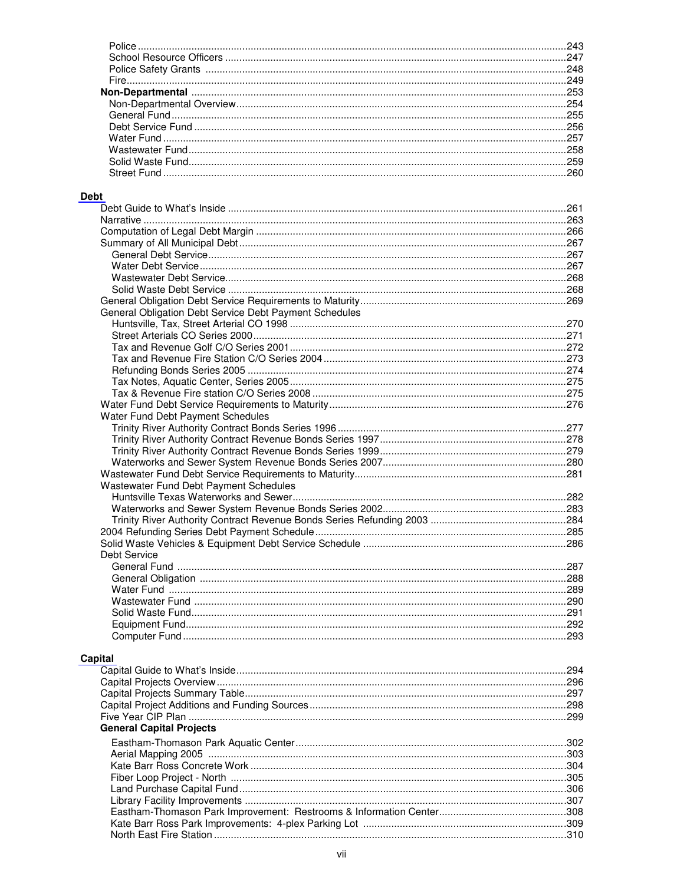Police ....... 243
School Resource Officers ....... 247
Police Safety Grants ....... 248
Fire ....... 249

**Non-Departmental** ....... 253
Non-Departmental Overview ....... 254
General Fund ....... 255
Debt Service Fund ....... 256
Water Fund ....... 257
Wastewater Fund ....... 258
Solid Waste Fund ....... 259
Street Fund ....... 260

## Debt

Debt Guide to What's Inside ....... 261
Narrative ....... 263
Computation of Legal Debt Margin ....... 266
Summary of All Municipal Debt ....... 267
- General Debt Service ....... 267
- Water Debt Service ....... 267
- Wastewater Debt Service ....... 268
- Solid Waste Debt Service ....... 268

General Obligation Debt Service Requirements to Maturity ....... 269
General Obligation Debt Service Debt Payment Schedules
- Huntsville, Tax, Street Arterial CO 1998 ....... 270
- Street Arterials CO Series 2000 ....... 271
- Tax and Revenue Golf C/O Series 2001 ....... 272
- Tax and Revenue Fire Station C/O Series 2004 ....... 273
- Refunding Bonds Series 2005 ....... 274
- Tax Notes, Aquatic Center, Series 2005 ....... 275
- Tax & Revenue Fire station C/O Series 2008 ....... 275

Water Fund Debt Service Requirements to Maturity ....... 276
Water Fund Debt Payment Schedules
- Trinity River Authority Contract Bonds Series 1996 ....... 277
- Trinity River Authority Contract Revenue Bonds Series 1997 ....... 278
- Trinity River Authority Contract Revenue Bonds Series 1999 ....... 279
- Waterworks and Sewer System Revenue Bonds Series 2007 ....... 280

Wastewater Fund Debt Service Requirements to Maturity ....... 281
Wastewater Fund Debt Payment Schedules
- Huntsville Texas Waterworks and Sewer ....... 282
- Waterworks and Sewer System Revenue Bonds Series 2002 ....... 283
- Trinity River Authority Contract Revenue Bonds Series Refunding 2003 ....... 284

2004 Refunding Series Debt Payment Schedule ....... 285
Solid Waste Vehicles & Equipment Debt Service Schedule ....... 286
Debt Service
- General Fund ....... 287
- General Obligation ....... 288
- Water Fund ....... 289
- Wastewater Fund ....... 290
- Solid Waste Fund ....... 291
- Equipment Fund ....... 292
- Computer Fund ....... 293

## Capital

Capital Guide to What's Inside ....... 294
Capital Projects Overview ....... 296
Capital Projects Summary Table ....... 297
Capital Project Additions and Funding Sources ....... 298
Five Year CIP Plan ....... 299

**General Capital Projects**
- Eastham-Thomason Park Aquatic Center ....... 302
- Aerial Mapping 2005 ....... 303
- Kate Barr Ross Concrete Work ....... 304
- Fiber Loop Project - North ....... 305
- Land Purchase Capital Fund ....... 306
- Library Facility Improvements ....... 307
- Eastham-Thomason Park Improvement: Restrooms & Information Center ....... 308
- Kate Barr Ross Park Improvements: 4-plex Parking Lot ....... 309
- North East Fire Station ....... 310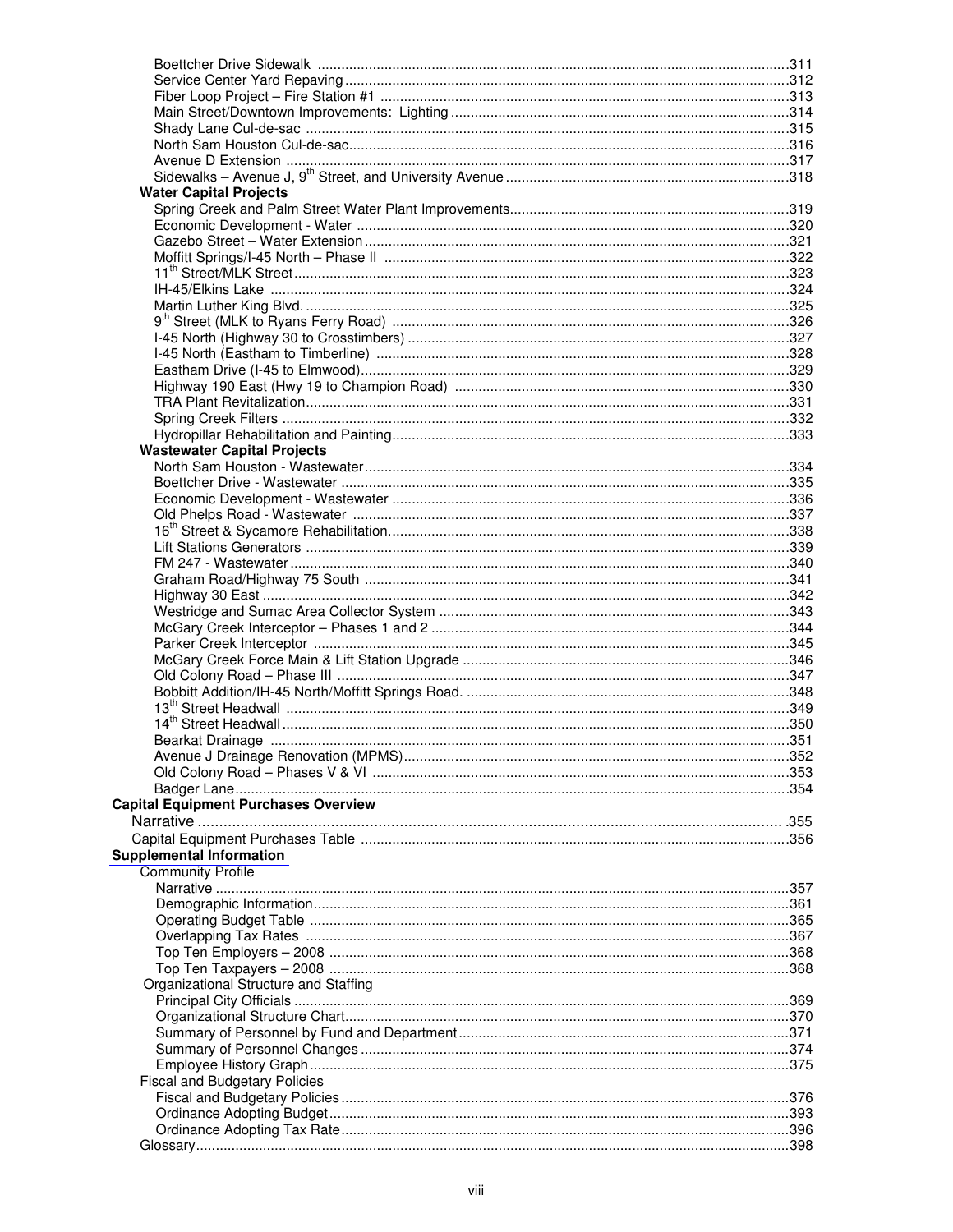Boettcher Drive Sidewalk ....................................................................................................................311
Service Center Yard Repaving .............................................................................................................312
Fiber Loop Project – Fire Station #1 ....................................................................................................313
Main Street/Downtown Improvements: Lighting ..................................................................................314
Shady Lane Cul-de-sac .......................................................................................................................315
North Sam Houston Cul-de-sac............................................................................................................316
Avenue D Extension ............................................................................................................................317
Sidewalks – Avenue J, 9th Street, and University Avenue .....................................................................318

**Water Capital Projects**

Spring Creek and Palm Street Water Plant Improvements....................................................................319
Economic Development - Water ..........................................................................................................320
Gazebo Street – Water Extension ........................................................................................................321
Moffitt Springs/I-45 North – Phase II ...................................................................................................322
11th Street/MLK Street..........................................................................................................................323
IH-45/Elkins Lake ................................................................................................................................324
Martin Luther King Blvd. .......................................................................................................................325
9th Street (MLK to Ryans Ferry Road) .................................................................................................326
I-45 North (Highway 30 to Crosstimbers) ..............................................................................................327
I-45 North (Eastham to Timberline) .....................................................................................................328
Eastham Drive (I-45 to Elmwood).........................................................................................................329
Highway 190 East (Hwy 19 to Champion Road) ..................................................................................330
TRA Plant Revitalization.......................................................................................................................331
Spring Creek Filters .............................................................................................................................332
Hydropillar Rehabilitation and Painting.................................................................................................333

**Wastewater Capital Projects**

North Sam Houston - Wastewater.........................................................................................................334
Boettcher Drive - Wastewater ..............................................................................................................335
Economic Development - Wastewater ..................................................................................................336
Old Phelps Road - Wastewater ...........................................................................................................337
16th Street & Sycamore Rehabilitation...................................................................................................338
Lift Stations Generators .......................................................................................................................339
FM 247 - Wastewater ...........................................................................................................................340
Graham Road/Highway 75 South ........................................................................................................341
Highway 30 East ..................................................................................................................................342
Westridge and Sumac Area Collector System ......................................................................................343
McGary Creek Interceptor – Phases 1 and 2 ........................................................................................344
Parker Creek Interceptor .....................................................................................................................345
McGary Creek Force Main & Lift Station Upgrade ................................................................................346
Old Colony Road – Phase III ...............................................................................................................347
Bobbitt Addition/IH-45 North/Moffitt Springs Road. ...............................................................................348
13th Street Headwall ............................................................................................................................349
14th Street Headwall .............................................................................................................................350
Bearkat Drainage ................................................................................................................................351
Avenue J Drainage Renovation (MPMS)...............................................................................................352
Old Colony Road – Phases V & VI ......................................................................................................353
Badger Lane.........................................................................................................................................354

**Capital Equipment Purchases Overview**

Narrative ..............................................................................................................................................355
Capital Equipment Purchases Table ....................................................................................................356

**Supplemental Information**

Community Profile

Narrative ..............................................................................................................................................357
Demographic Information......................................................................................................................361
Operating Budget Table .......................................................................................................................365
Overlapping Tax Rates ........................................................................................................................367
Top Ten Employers – 2008 ..................................................................................................................368
Top Ten Taxpayers – 2008 ..................................................................................................................368

Organizational Structure and Staffing

Principal City Officials ..........................................................................................................................369
Organizational Structure Chart..............................................................................................................370
Summary of Personnel by Fund and Department.................................................................................371
Summary of Personnel Changes ..........................................................................................................374
Employee History Graph.......................................................................................................................375

Fiscal and Budgetary Policies

Fiscal and Budgetary Policies...............................................................................................................376
Ordinance Adopting Budget..................................................................................................................393
Ordinance Adopting Tax Rate...............................................................................................................396

Glossary...................................................................................................................................................398